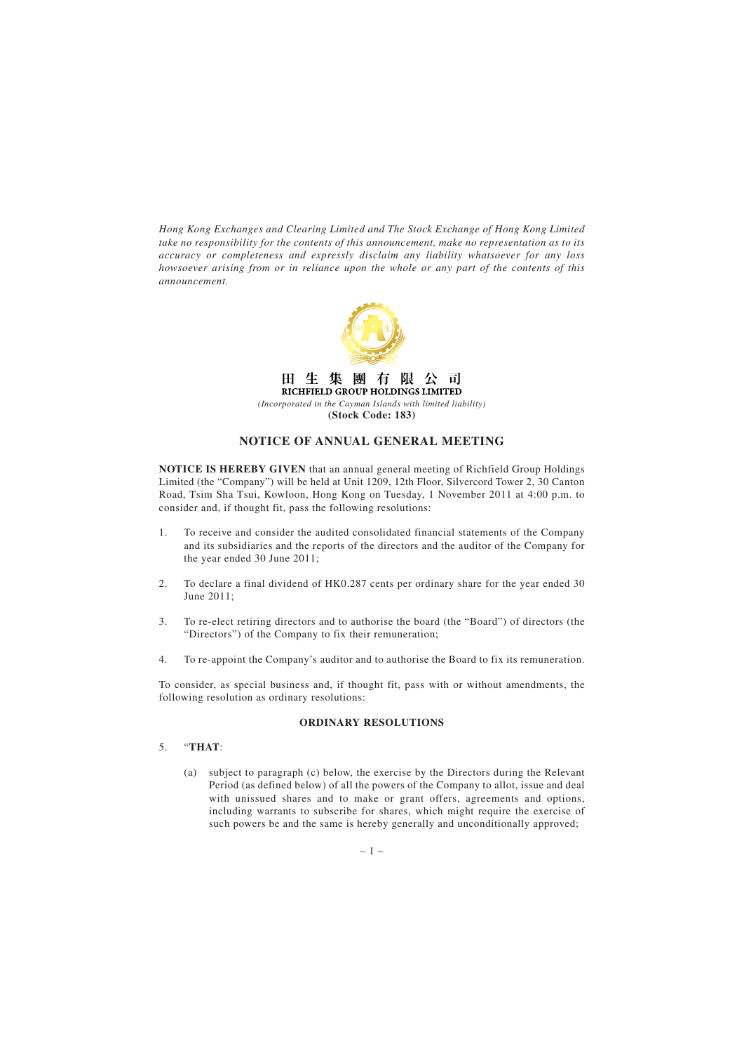*Hong Kong Exchanges and Clearing Limited and The Stock Exchange of Hong Kong Limited take no responsibility for the contents of this announcement, make no representation as to its accuracy or completeness and expressly disclaim any liability whatsoever for any loss howsoever arising from or in reliance upon the whole or any part of the contents of this announcement.*

**田 生 集 團 有 限 公 司**
**RICHFIELD GROUP HOLDINGS LIMITED**
*(Incorporated in the Cayman Islands with limited liability)*
**(Stock Code: 183)**

# NOTICE OF ANNUAL GENERAL MEETING

**NOTICE IS HEREBY GIVEN** that an annual general meeting of Richfield Group Holdings Limited (the "Company") will be held at Unit 1209, 12th Floor, Silvercord Tower 2, 30 Canton Road, Tsim Sha Tsui, Kowloon, Hong Kong on Tuesday, 1 November 2011 at 4:00 p.m. to consider and, if thought fit, pass the following resolutions:

1. To receive and consider the audited consolidated financial statements of the Company and its subsidiaries and the reports of the directors and the auditor of the Company for the year ended 30 June 2011;

2. To declare a final dividend of HK0.287 cents per ordinary share for the year ended 30 June 2011;

3. To re-elect retiring directors and to authorise the board (the "Board") of directors (the "Directors") of the Company to fix their remuneration;

4. To re-appoint the Company's auditor and to authorise the Board to fix its remuneration.

To consider, as special business and, if thought fit, pass with or without amendments, the following resolution as ordinary resolutions:

## ORDINARY RESOLUTIONS

5. "**THAT**:

   (a) subject to paragraph (c) below, the exercise by the Directors during the Relevant Period (as defined below) of all the powers of the Company to allot, issue and deal with unissued shares and to make or grant offers, agreements and options, including warrants to subscribe for shares, which might require the exercise of such powers be and the same is hereby generally and unconditionally approved;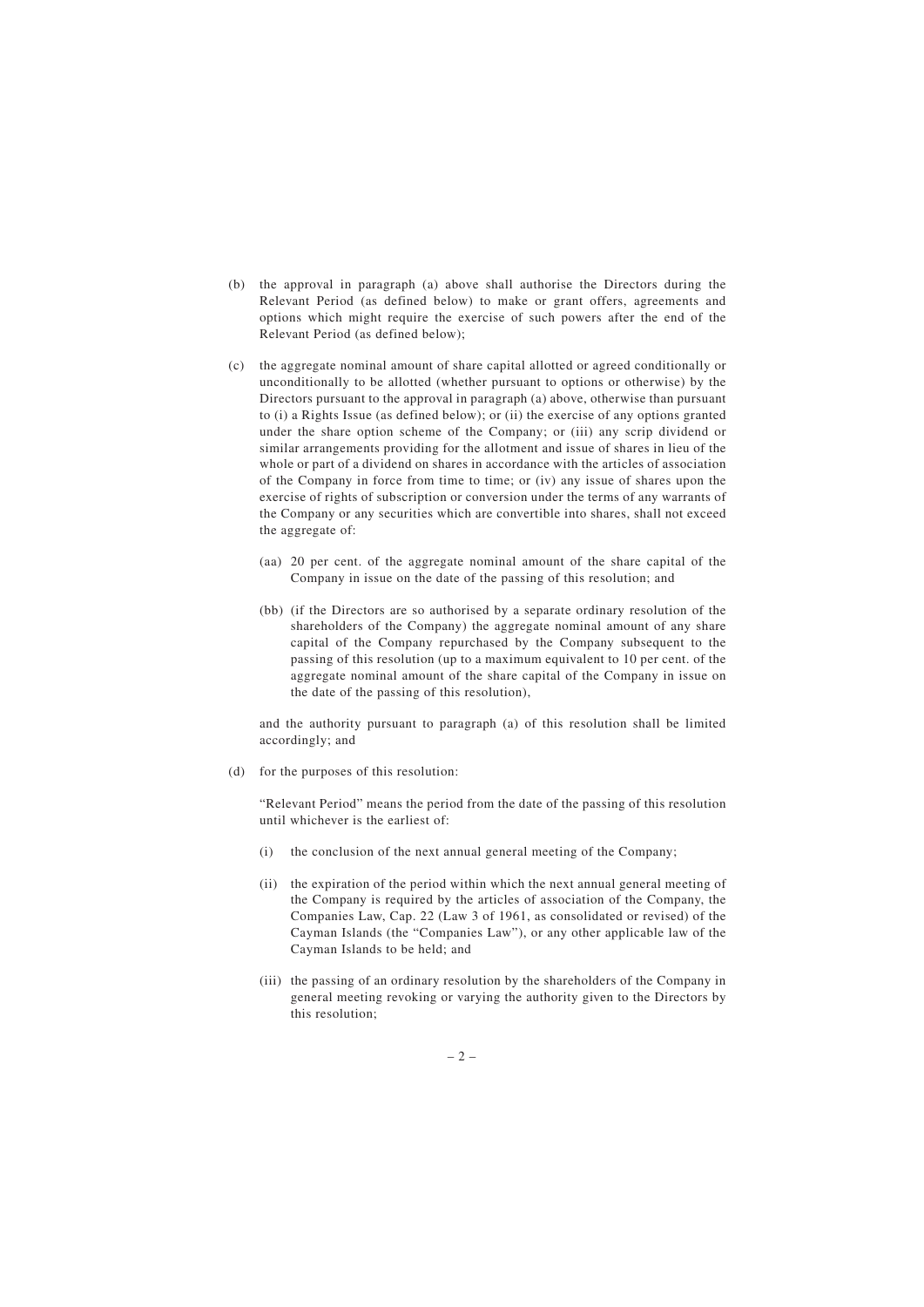(b) the approval in paragraph (a) above shall authorise the Directors during the Relevant Period (as defined below) to make or grant offers, agreements and options which might require the exercise of such powers after the end of the Relevant Period (as defined below);

(c) the aggregate nominal amount of share capital allotted or agreed conditionally or unconditionally to be allotted (whether pursuant to options or otherwise) by the Directors pursuant to the approval in paragraph (a) above, otherwise than pursuant to (i) a Rights Issue (as defined below); or (ii) the exercise of any options granted under the share option scheme of the Company; or (iii) any scrip dividend or similar arrangements providing for the allotment and issue of shares in lieu of the whole or part of a dividend on shares in accordance with the articles of association of the Company in force from time to time; or (iv) any issue of shares upon the exercise of rights of subscription or conversion under the terms of any warrants of the Company or any securities which are convertible into shares, shall not exceed the aggregate of:

   (aa) 20 per cent. of the aggregate nominal amount of the share capital of the Company in issue on the date of the passing of this resolution; and

   (bb) (if the Directors are so authorised by a separate ordinary resolution of the shareholders of the Company) the aggregate nominal amount of any share capital of the Company repurchased by the Company subsequent to the passing of this resolution (up to a maximum equivalent to 10 per cent. of the aggregate nominal amount of the share capital of the Company in issue on the date of the passing of this resolution),

   and the authority pursuant to paragraph (a) of this resolution shall be limited accordingly; and

(d) for the purposes of this resolution:

   "Relevant Period" means the period from the date of the passing of this resolution until whichever is the earliest of:

   (i) the conclusion of the next annual general meeting of the Company;

   (ii) the expiration of the period within which the next annual general meeting of the Company is required by the articles of association of the Company, the Companies Law, Cap. 22 (Law 3 of 1961, as consolidated or revised) of the Cayman Islands (the "Companies Law"), or any other applicable law of the Cayman Islands to be held; and

   (iii) the passing of an ordinary resolution by the shareholders of the Company in general meeting revoking or varying the authority given to the Directors by this resolution;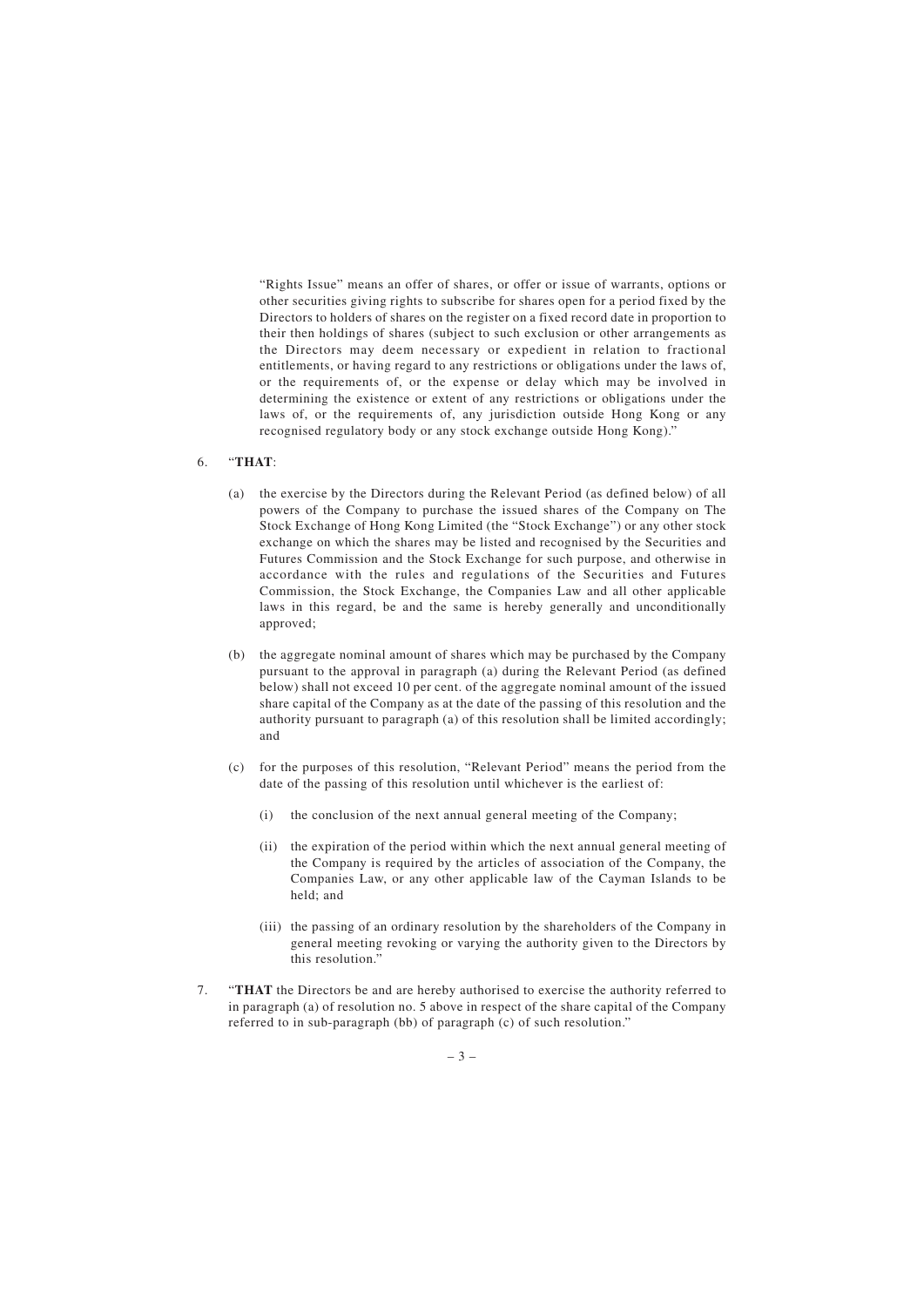"Rights Issue" means an offer of shares, or offer or issue of warrants, options or other securities giving rights to subscribe for shares open for a period fixed by the Directors to holders of shares on the register on a fixed record date in proportion to their then holdings of shares (subject to such exclusion or other arrangements as the Directors may deem necessary or expedient in relation to fractional entitlements, or having regard to any restrictions or obligations under the laws of, or the requirements of, or the expense or delay which may be involved in determining the existence or extent of any restrictions or obligations under the laws of, or the requirements of, any jurisdiction outside Hong Kong or any recognised regulatory body or any stock exchange outside Hong Kong)."

6. "**THAT**:

   (a) the exercise by the Directors during the Relevant Period (as defined below) of all powers of the Company to purchase the issued shares of the Company on The Stock Exchange of Hong Kong Limited (the "Stock Exchange") or any other stock exchange on which the shares may be listed and recognised by the Securities and Futures Commission and the Stock Exchange for such purpose, and otherwise in accordance with the rules and regulations of the Securities and Futures Commission, the Stock Exchange, the Companies Law and all other applicable laws in this regard, be and the same is hereby generally and unconditionally approved;

   (b) the aggregate nominal amount of shares which may be purchased by the Company pursuant to the approval in paragraph (a) during the Relevant Period (as defined below) shall not exceed 10 per cent. of the aggregate nominal amount of the issued share capital of the Company as at the date of the passing of this resolution and the authority pursuant to paragraph (a) of this resolution shall be limited accordingly; and

   (c) for the purposes of this resolution, "Relevant Period" means the period from the date of the passing of this resolution until whichever is the earliest of:

      (i) the conclusion of the next annual general meeting of the Company;

      (ii) the expiration of the period within which the next annual general meeting of the Company is required by the articles of association of the Company, the Companies Law, or any other applicable law of the Cayman Islands to be held; and

      (iii) the passing of an ordinary resolution by the shareholders of the Company in general meeting revoking or varying the authority given to the Directors by this resolution."

7. "**THAT** the Directors be and are hereby authorised to exercise the authority referred to in paragraph (a) of resolution no. 5 above in respect of the share capital of the Company referred to in sub-paragraph (bb) of paragraph (c) of such resolution."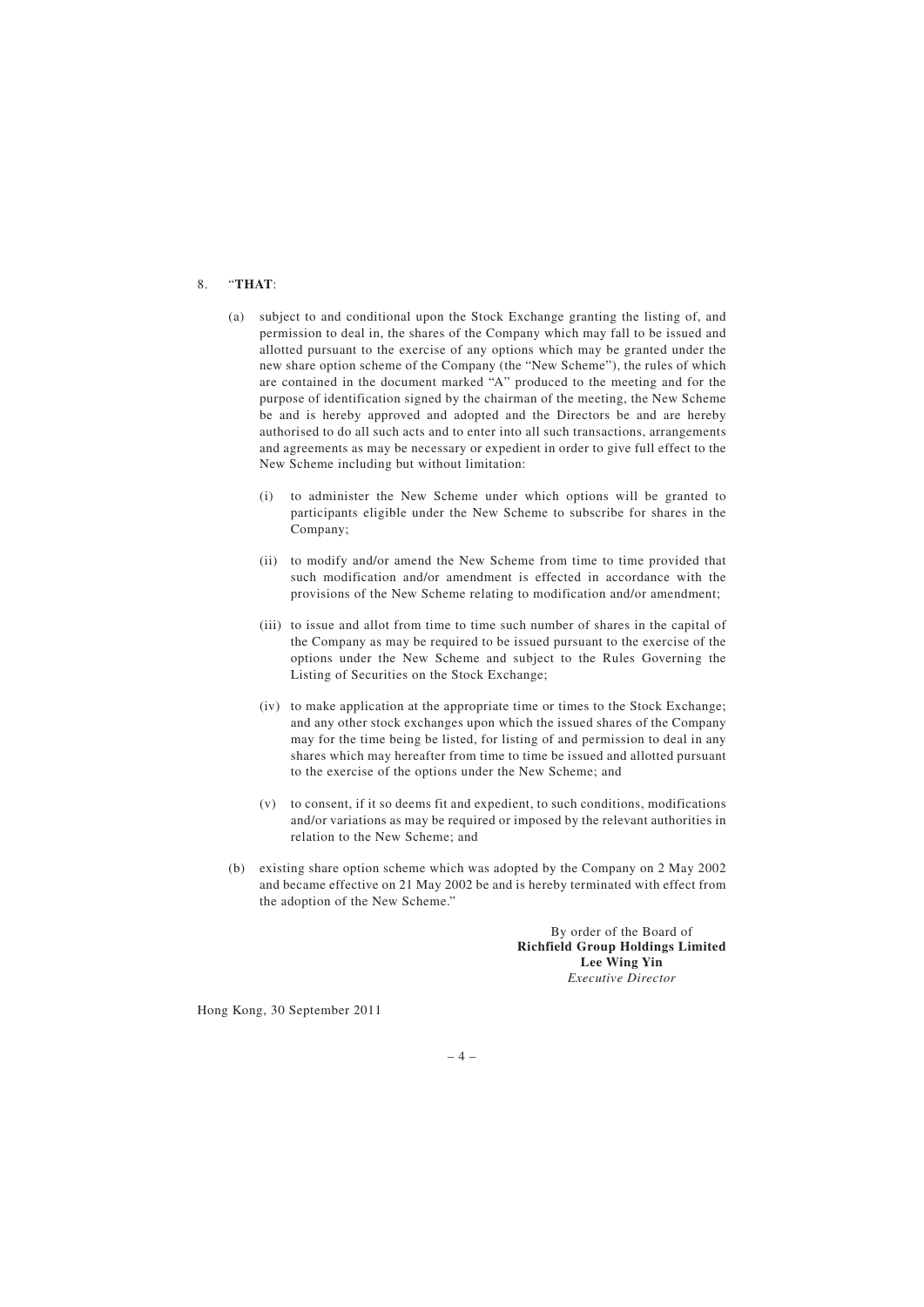8. "**THAT**:

   (a) subject to and conditional upon the Stock Exchange granting the listing of, and permission to deal in, the shares of the Company which may fall to be issued and allotted pursuant to the exercise of any options which may be granted under the new share option scheme of the Company (the "New Scheme"), the rules of which are contained in the document marked "A" produced to the meeting and for the purpose of identification signed by the chairman of the meeting, the New Scheme be and is hereby approved and adopted and the Directors be and are hereby authorised to do all such acts and to enter into all such transactions, arrangements and agreements as may be necessary or expedient in order to give full effect to the New Scheme including but without limitation:

      (i) to administer the New Scheme under which options will be granted to participants eligible under the New Scheme to subscribe for shares in the Company;

      (ii) to modify and/or amend the New Scheme from time to time provided that such modification and/or amendment is effected in accordance with the provisions of the New Scheme relating to modification and/or amendment;

      (iii) to issue and allot from time to time such number of shares in the capital of the Company as may be required to be issued pursuant to the exercise of the options under the New Scheme and subject to the Rules Governing the Listing of Securities on the Stock Exchange;

      (iv) to make application at the appropriate time or times to the Stock Exchange; and any other stock exchanges upon which the issued shares of the Company may for the time being be listed, for listing of and permission to deal in any shares which may hereafter from time to time be issued and allotted pursuant to the exercise of the options under the New Scheme; and

      (v) to consent, if it so deems fit and expedient, to such conditions, modifications and/or variations as may be required or imposed by the relevant authorities in relation to the New Scheme; and

   (b) existing share option scheme which was adopted by the Company on 2 May 2002 and became effective on 21 May 2002 be and is hereby terminated with effect from the adoption of the New Scheme."

By order of the Board of
**Richfield Group Holdings Limited**
**Lee Wing Yin**
*Executive Director*

Hong Kong, 30 September 2011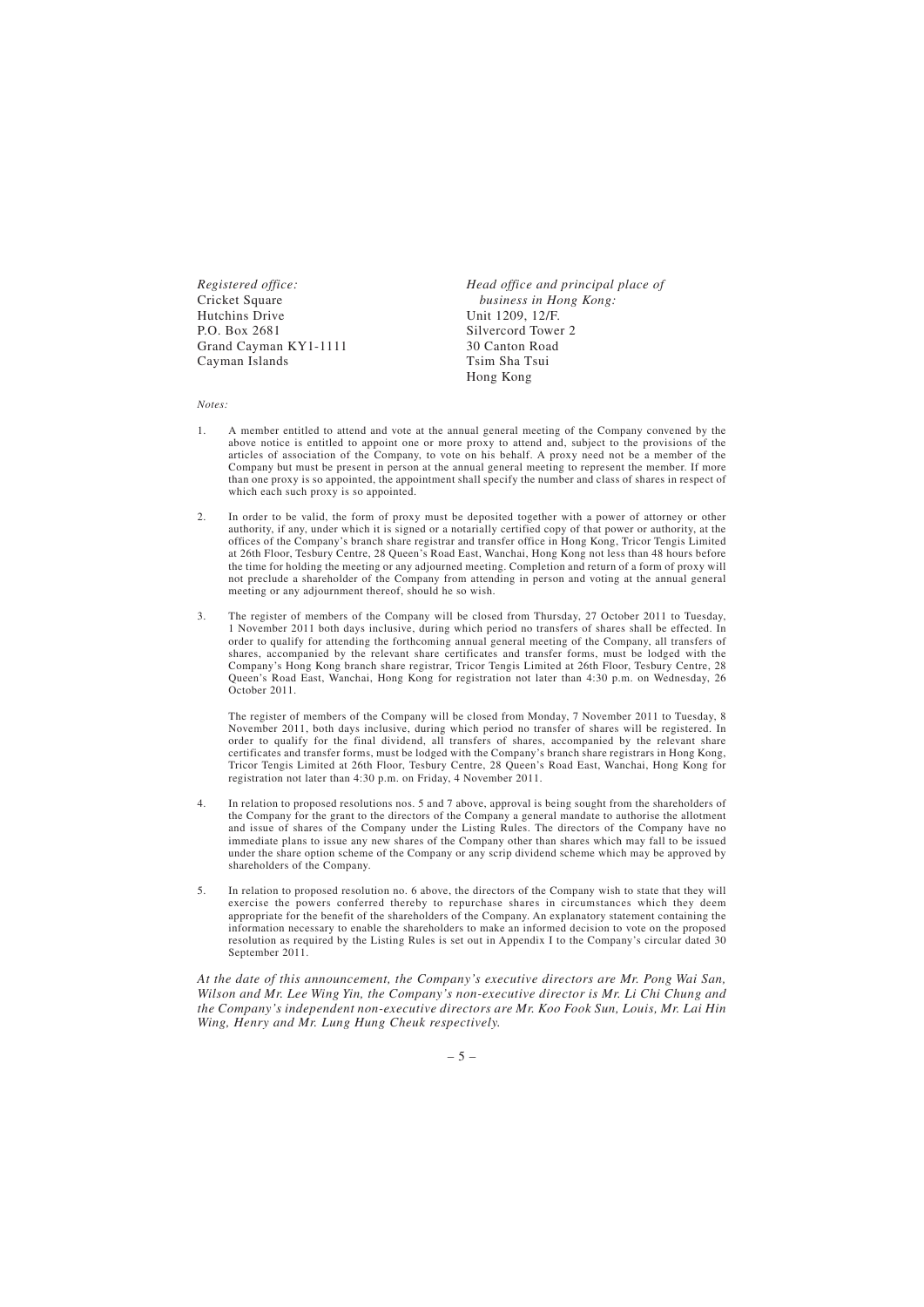*Registered office:*
Cricket Square
Hutchins Drive
P.O. Box 2681
Grand Cayman KY1-1111
Cayman Islands

*Head office and principal place of business in Hong Kong:*
Unit 1209, 12/F.
Silvercord Tower 2
30 Canton Road
Tsim Sha Tsui
Hong Kong

*Notes:*

1. A member entitled to attend and vote at the annual general meeting of the Company convened by the above notice is entitled to appoint one or more proxy to attend and, subject to the provisions of the articles of association of the Company, to vote on his behalf. A proxy need not be a member of the Company but must be present in person at the annual general meeting to represent the member. If more than one proxy is so appointed, the appointment shall specify the number and class of shares in respect of which each such proxy is so appointed.

2. In order to be valid, the form of proxy must be deposited together with a power of attorney or other authority, if any, under which it is signed or a notarially certified copy of that power or authority, at the offices of the Company's branch share registrar and transfer office in Hong Kong, Tricor Tengis Limited at 26th Floor, Tesbury Centre, 28 Queen's Road East, Wanchai, Hong Kong not less than 48 hours before the time for holding the meeting or any adjourned meeting. Completion and return of a form of proxy will not preclude a shareholder of the Company from attending in person and voting at the annual general meeting or any adjournment thereof, should he so wish.

3. The register of members of the Company will be closed from Thursday, 27 October 2011 to Tuesday, 1 November 2011 both days inclusive, during which period no transfers of shares shall be effected. In order to qualify for attending the forthcoming annual general meeting of the Company, all transfers of shares, accompanied by the relevant share certificates and transfer forms, must be lodged with the Company's Hong Kong branch share registrar, Tricor Tengis Limited at 26th Floor, Tesbury Centre, 28 Queen's Road East, Wanchai, Hong Kong for registration not later than 4:30 p.m. on Wednesday, 26 October 2011.

   The register of members of the Company will be closed from Monday, 7 November 2011 to Tuesday, 8 November 2011, both days inclusive, during which period no transfer of shares will be registered. In order to qualify for the final dividend, all transfers of shares, accompanied by the relevant share certificates and transfer forms, must be lodged with the Company's branch share registrars in Hong Kong, Tricor Tengis Limited at 26th Floor, Tesbury Centre, 28 Queen's Road East, Wanchai, Hong Kong for registration not later than 4:30 p.m. on Friday, 4 November 2011.

4. In relation to proposed resolutions nos. 5 and 7 above, approval is being sought from the shareholders of the Company for the grant to the directors of the Company a general mandate to authorise the allotment and issue of shares of the Company under the Listing Rules. The directors of the Company have no immediate plans to issue any new shares of the Company other than shares which may fall to be issued under the share option scheme of the Company or any scrip dividend scheme which may be approved by shareholders of the Company.

5. In relation to proposed resolution no. 6 above, the directors of the Company wish to state that they will exercise the powers conferred thereby to repurchase shares in circumstances which they deem appropriate for the benefit of the shareholders of the Company. An explanatory statement containing the information necessary to enable the shareholders to make an informed decision to vote on the proposed resolution as required by the Listing Rules is set out in Appendix I to the Company's circular dated 30 September 2011.

*At the date of this announcement, the Company's executive directors are Mr. Pong Wai San, Wilson and Mr. Lee Wing Yin, the Company's non-executive director is Mr. Li Chi Chung and the Company's independent non-executive directors are Mr. Koo Fook Sun, Louis, Mr. Lai Hin Wing, Henry and Mr. Lung Hung Cheuk respectively.*